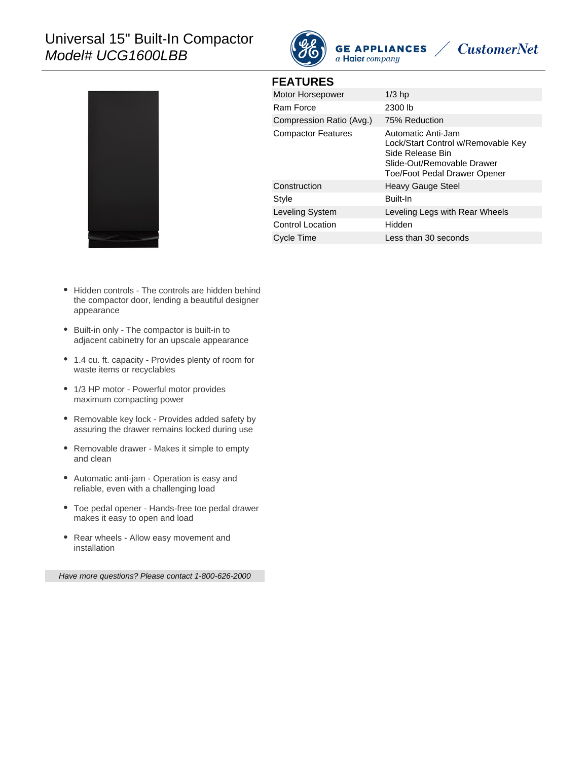# Universal 15" Built-In Compactor

*Model# UCG1600LBB*

GE APPLIANCES *a Haier company* / *CustomerNet*

## FEATURES

| | |
|---|---|
| Motor Horsepower | 1/3 hp |
| Ram Force | 2300 lb |
| Compression Ratio (Avg.) | 75% Reduction |
| Compactor Features | Automatic Anti-Jam<br>Lock/Start Control w/Removable Key<br>Side Release Bin<br>Slide-Out/Removable Drawer<br>Toe/Foot Pedal Drawer Opener |
| Construction | Heavy Gauge Steel |
| Style | Built-In |
| Leveling System | Leveling Legs with Rear Wheels |
| Control Location | Hidden |
| Cycle Time | Less than 30 seconds |

- Hidden controls - The controls are hidden behind the compactor door, lending a beautiful designer appearance
- Built-in only - The compactor is built-in to adjacent cabinetry for an upscale appearance
- 1.4 cu. ft. capacity - Provides plenty of room for waste items or recyclables
- 1/3 HP motor - Powerful motor provides maximum compacting power
- Removable key lock - Provides added safety by assuring the drawer remains locked during use
- Removable drawer - Makes it simple to empty and clean
- Automatic anti-jam - Operation is easy and reliable, even with a challenging load
- Toe pedal opener - Hands-free toe pedal drawer makes it easy to open and load
- Rear wheels - Allow easy movement and installation

*Have more questions? Please contact 1-800-626-2000*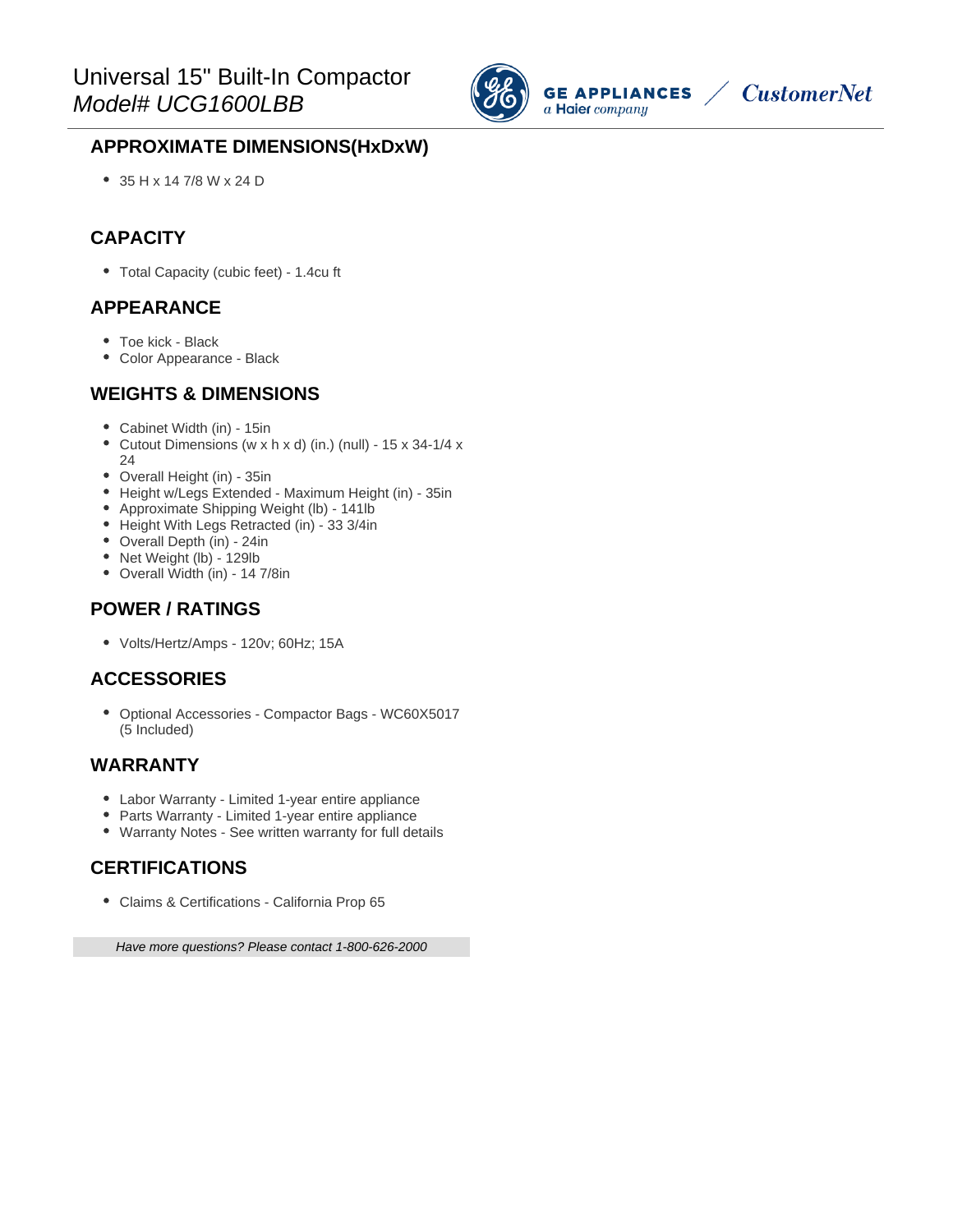# Universal 15" Built-In Compactor
*Model# UCG1600LBB*

GE APPLIANCES
*a Haier company*
CustomerNet

## APPROXIMATE DIMENSIONS(HxDxW)

- 35 H x 14 7/8 W x 24 D

## CAPACITY

- Total Capacity (cubic feet) - 1.4cu ft

## APPEARANCE

- Toe kick - Black
- Color Appearance - Black

## WEIGHTS & DIMENSIONS

- Cabinet Width (in) - 15in
- Cutout Dimensions (w x h x d) (in.) (null) - 15 x 34-1/4 x 24
- Overall Height (in) - 35in
- Height w/Legs Extended - Maximum Height (in) - 35in
- Approximate Shipping Weight (lb) - 141lb
- Height With Legs Retracted (in) - 33 3/4in
- Overall Depth (in) - 24in
- Net Weight (lb) - 129lb
- Overall Width (in) - 14 7/8in

## POWER / RATINGS

- Volts/Hertz/Amps - 120v; 60Hz; 15A

## ACCESSORIES

- Optional Accessories - Compactor Bags - WC60X5017 (5 Included)

## WARRANTY

- Labor Warranty - Limited 1-year entire appliance
- Parts Warranty - Limited 1-year entire appliance
- Warranty Notes - See written warranty for full details

## CERTIFICATIONS

- Claims & Certifications - California Prop 65

*Have more questions? Please contact 1-800-626-2000*